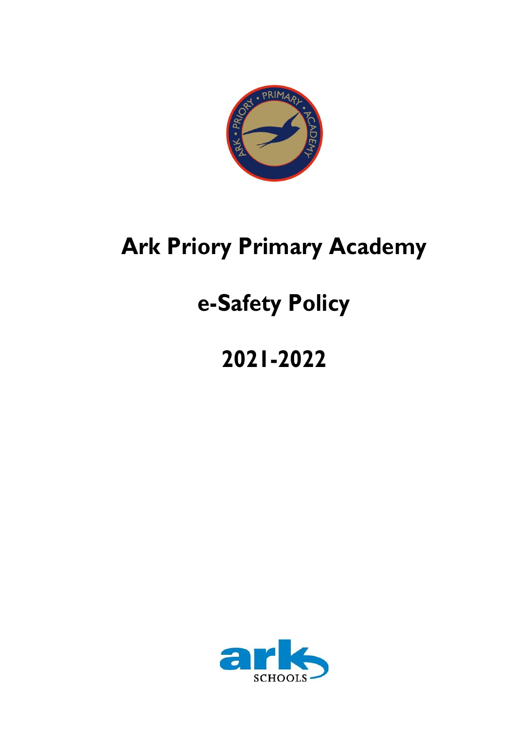# Ark Priory Primary Academy

# e-Safety Policy

# 2021-2022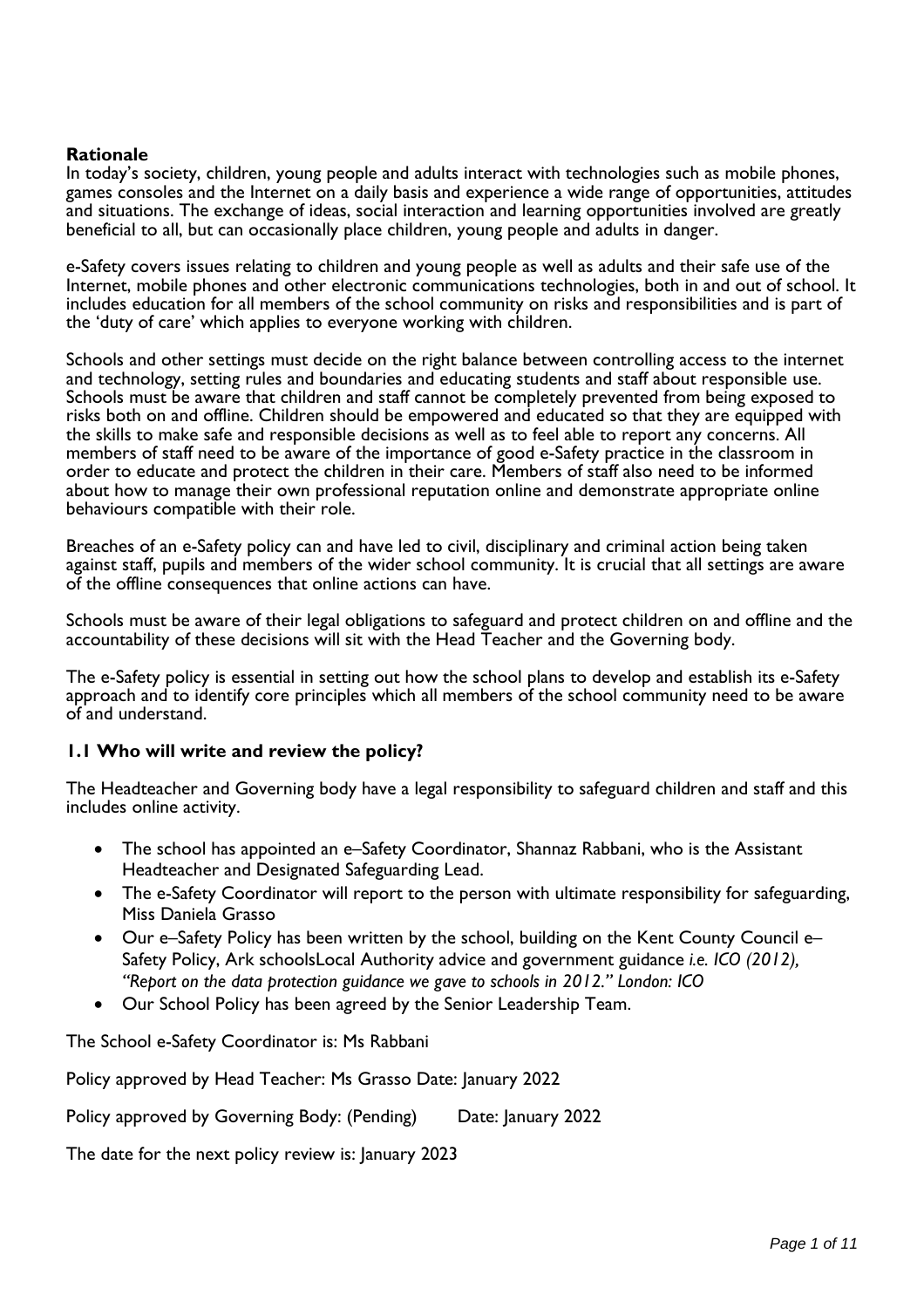**Rationale**

In today's society, children, young people and adults interact with technologies such as mobile phones, games consoles and the Internet on a daily basis and experience a wide range of opportunities, attitudes and situations. The exchange of ideas, social interaction and learning opportunities involved are greatly beneficial to all, but can occasionally place children, young people and adults in danger.

e-Safety covers issues relating to children and young people as well as adults and their safe use of the Internet, mobile phones and other electronic communications technologies, both in and out of school. It includes education for all members of the school community on risks and responsibilities and is part of the 'duty of care' which applies to everyone working with children.

Schools and other settings must decide on the right balance between controlling access to the internet and technology, setting rules and boundaries and educating students and staff about responsible use. Schools must be aware that children and staff cannot be completely prevented from being exposed to risks both on and offline. Children should be empowered and educated so that they are equipped with the skills to make safe and responsible decisions as well as to feel able to report any concerns. All members of staff need to be aware of the importance of good e-Safety practice in the classroom in order to educate and protect the children in their care. Members of staff also need to be informed about how to manage their own professional reputation online and demonstrate appropriate online behaviours compatible with their role.

Breaches of an e-Safety policy can and have led to civil, disciplinary and criminal action being taken against staff, pupils and members of the wider school community. It is crucial that all settings are aware of the offline consequences that online actions can have.

Schools must be aware of their legal obligations to safeguard and protect children on and offline and the accountability of these decisions will sit with the Head Teacher and the Governing body.

The e-Safety policy is essential in setting out how the school plans to develop and establish its e-Safety approach and to identify core principles which all members of the school community need to be aware of and understand.

### 1.1 Who will write and review the policy?

The Headteacher and Governing body have a legal responsibility to safeguard children and staff and this includes online activity.

- The school has appointed an e–Safety Coordinator, Shannaz Rabbani, who is the Assistant Headteacher and Designated Safeguarding Lead.
- The e-Safety Coordinator will report to the person with ultimate responsibility for safeguarding, Miss Daniela Grasso
- Our e–Safety Policy has been written by the school, building on the Kent County Council e–Safety Policy, Ark schoolsLocal Authority advice and government guidance *i.e. ICO (2012), "Report on the data protection guidance we gave to schools in 2012." London: ICO*
- Our School Policy has been agreed by the Senior Leadership Team.

The School e-Safety Coordinator is: Ms Rabbani

Policy approved by Head Teacher: Ms Grasso Date: January 2022

Policy approved by Governing Body: (Pending) Date: January 2022

The date for the next policy review is: January 2023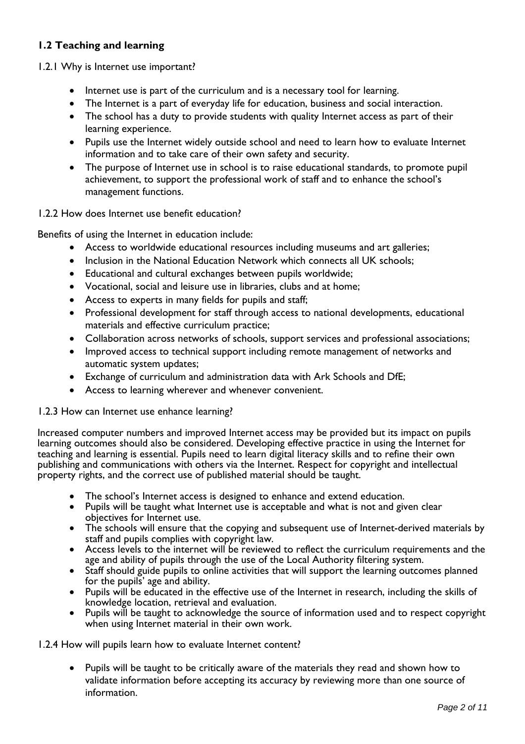## 1.2 Teaching and learning

1.2.1 Why is Internet use important?

- Internet use is part of the curriculum and is a necessary tool for learning.
- The Internet is a part of everyday life for education, business and social interaction.
- The school has a duty to provide students with quality Internet access as part of their learning experience.
- Pupils use the Internet widely outside school and need to learn how to evaluate Internet information and to take care of their own safety and security.
- The purpose of Internet use in school is to raise educational standards, to promote pupil achievement, to support the professional work of staff and to enhance the school's management functions.

1.2.2 How does Internet use benefit education?

Benefits of using the Internet in education include:

- Access to worldwide educational resources including museums and art galleries;
- Inclusion in the National Education Network which connects all UK schools;
- Educational and cultural exchanges between pupils worldwide;
- Vocational, social and leisure use in libraries, clubs and at home;
- Access to experts in many fields for pupils and staff;
- Professional development for staff through access to national developments, educational materials and effective curriculum practice;
- Collaboration across networks of schools, support services and professional associations;
- Improved access to technical support including remote management of networks and automatic system updates;
- Exchange of curriculum and administration data with Ark Schools and DfE;
- Access to learning wherever and whenever convenient.

1.2.3 How can Internet use enhance learning?

Increased computer numbers and improved Internet access may be provided but its impact on pupils learning outcomes should also be considered. Developing effective practice in using the Internet for teaching and learning is essential. Pupils need to learn digital literacy skills and to refine their own publishing and communications with others via the Internet. Respect for copyright and intellectual property rights, and the correct use of published material should be taught.

- The school's Internet access is designed to enhance and extend education.
- Pupils will be taught what Internet use is acceptable and what is not and given clear objectives for Internet use.
- The schools will ensure that the copying and subsequent use of Internet-derived materials by staff and pupils complies with copyright law.
- Access levels to the internet will be reviewed to reflect the curriculum requirements and the age and ability of pupils through the use of the Local Authority filtering system.
- Staff should guide pupils to online activities that will support the learning outcomes planned for the pupils' age and ability.
- Pupils will be educated in the effective use of the Internet in research, including the skills of knowledge location, retrieval and evaluation.
- Pupils will be taught to acknowledge the source of information used and to respect copyright when using Internet material in their own work.

1.2.4 How will pupils learn how to evaluate Internet content?

- Pupils will be taught to be critically aware of the materials they read and shown how to validate information before accepting its accuracy by reviewing more than one source of information.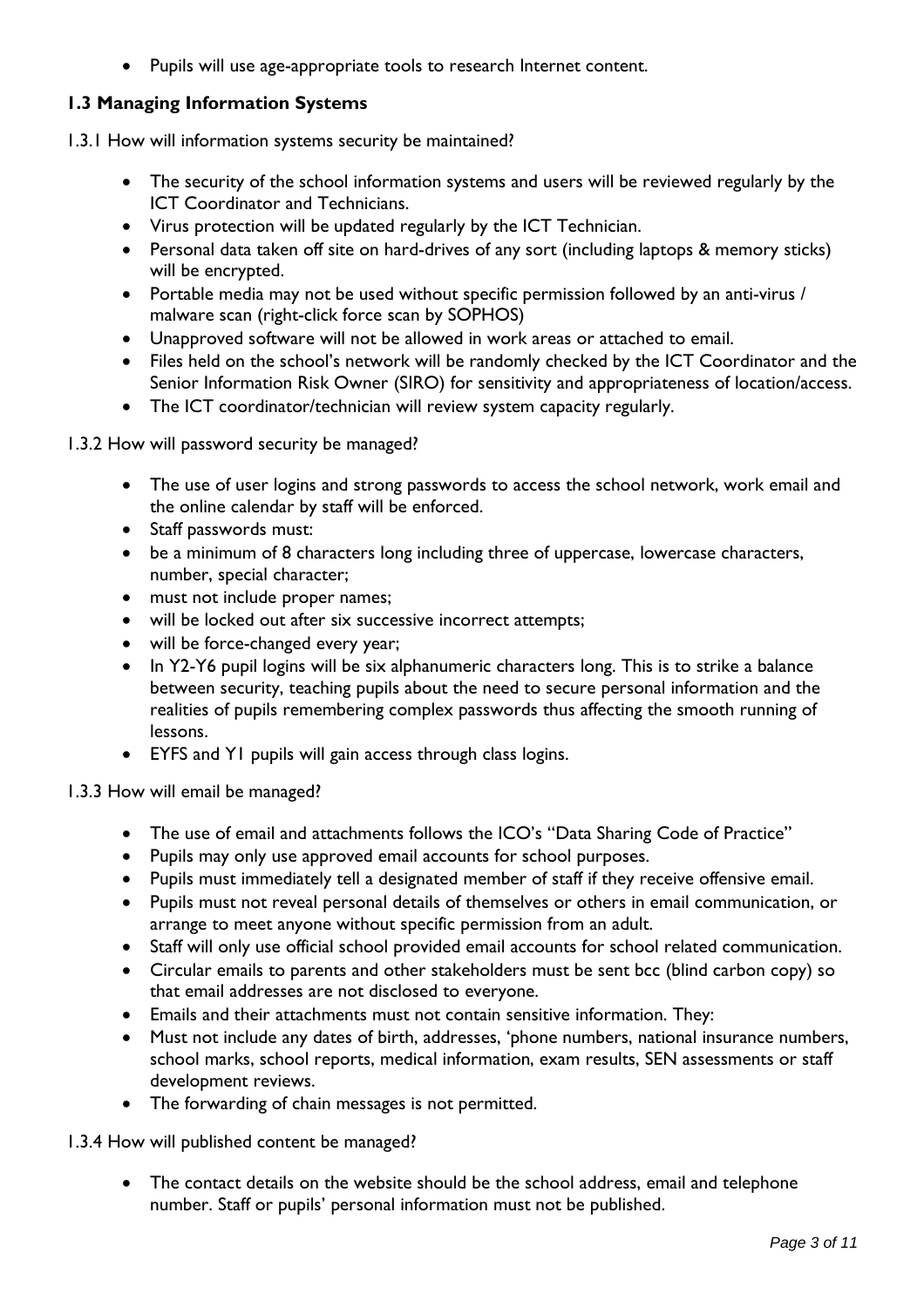- Pupils will use age-appropriate tools to research Internet content.

### 1.3 Managing Information Systems

1.3.1 How will information systems security be maintained?

- The security of the school information systems and users will be reviewed regularly by the ICT Coordinator and Technicians.
- Virus protection will be updated regularly by the ICT Technician.
- Personal data taken off site on hard-drives of any sort (including laptops & memory sticks) will be encrypted.
- Portable media may not be used without specific permission followed by an anti-virus / malware scan (right-click force scan by SOPHOS)
- Unapproved software will not be allowed in work areas or attached to email.
- Files held on the school's network will be randomly checked by the ICT Coordinator and the Senior Information Risk Owner (SIRO) for sensitivity and appropriateness of location/access.
- The ICT coordinator/technician will review system capacity regularly.

1.3.2 How will password security be managed?

- The use of user logins and strong passwords to access the school network, work email and the online calendar by staff will be enforced.
- Staff passwords must:
- be a minimum of 8 characters long including three of uppercase, lowercase characters, number, special character;
- must not include proper names;
- will be locked out after six successive incorrect attempts;
- will be force-changed every year;
- In Y2-Y6 pupil logins will be six alphanumeric characters long. This is to strike a balance between security, teaching pupils about the need to secure personal information and the realities of pupils remembering complex passwords thus affecting the smooth running of lessons.
- EYFS and Y1 pupils will gain access through class logins.

1.3.3 How will email be managed?

- The use of email and attachments follows the ICO's "Data Sharing Code of Practice"
- Pupils may only use approved email accounts for school purposes.
- Pupils must immediately tell a designated member of staff if they receive offensive email.
- Pupils must not reveal personal details of themselves or others in email communication, or arrange to meet anyone without specific permission from an adult.
- Staff will only use official school provided email accounts for school related communication.
- Circular emails to parents and other stakeholders must be sent bcc (blind carbon copy) so that email addresses are not disclosed to everyone.
- Emails and their attachments must not contain sensitive information. They:
- Must not include any dates of birth, addresses, 'phone numbers, national insurance numbers, school marks, school reports, medical information, exam results, SEN assessments or staff development reviews.
- The forwarding of chain messages is not permitted.

1.3.4 How will published content be managed?

- The contact details on the website should be the school address, email and telephone number. Staff or pupils' personal information must not be published.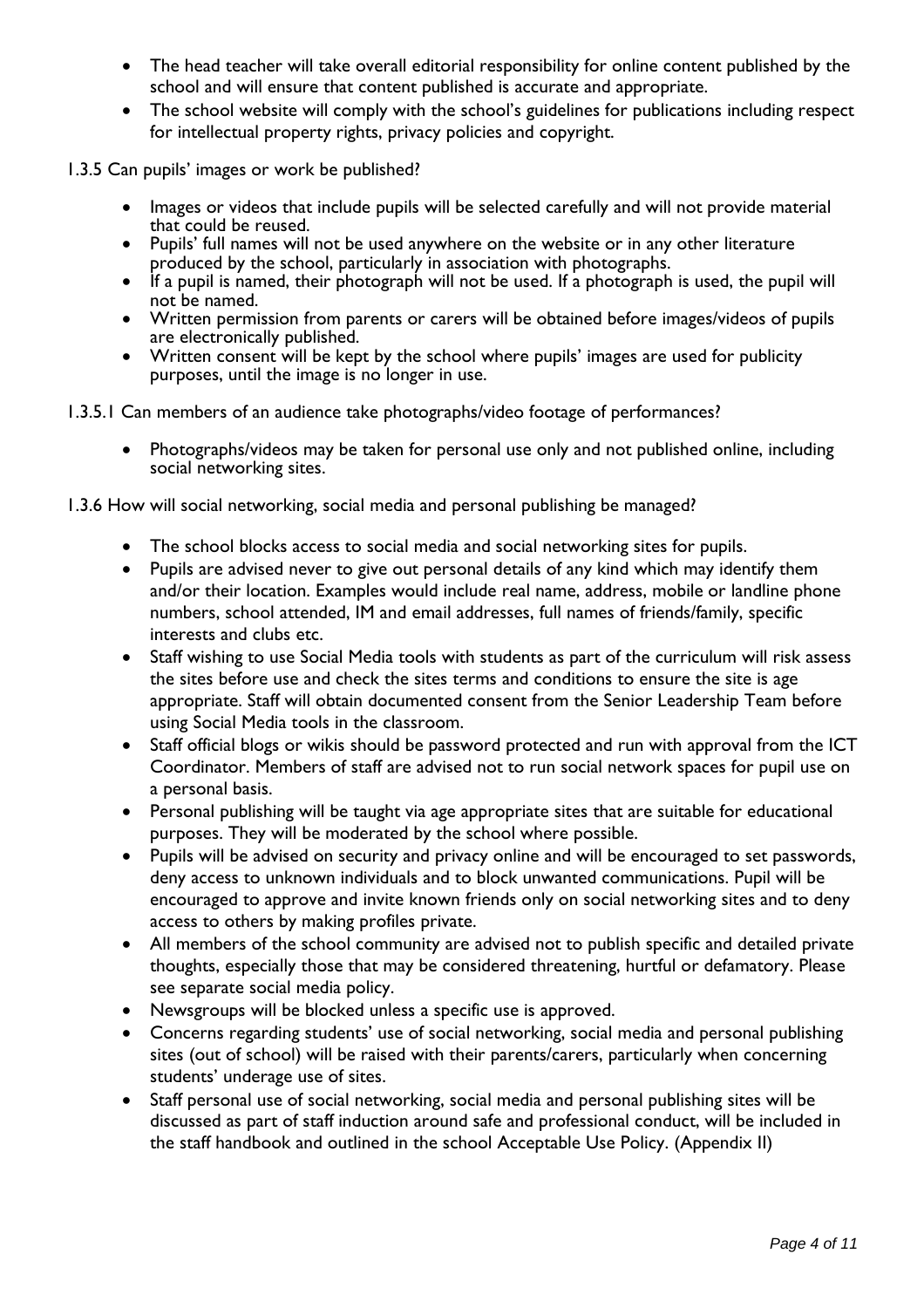- The head teacher will take overall editorial responsibility for online content published by the school and will ensure that content published is accurate and appropriate.
- The school website will comply with the school's guidelines for publications including respect for intellectual property rights, privacy policies and copyright.

1.3.5 Can pupils' images or work be published?

- Images or videos that include pupils will be selected carefully and will not provide material that could be reused.
- Pupils' full names will not be used anywhere on the website or in any other literature produced by the school, particularly in association with photographs.
- If a pupil is named, their photograph will not be used. If a photograph is used, the pupil will not be named.
- Written permission from parents or carers will be obtained before images/videos of pupils are electronically published.
- Written consent will be kept by the school where pupils' images are used for publicity purposes, until the image is no longer in use.

1.3.5.1 Can members of an audience take photographs/video footage of performances?

- Photographs/videos may be taken for personal use only and not published online, including social networking sites.

1.3.6 How will social networking, social media and personal publishing be managed?

- The school blocks access to social media and social networking sites for pupils.
- Pupils are advised never to give out personal details of any kind which may identify them and/or their location. Examples would include real name, address, mobile or landline phone numbers, school attended, IM and email addresses, full names of friends/family, specific interests and clubs etc.
- Staff wishing to use Social Media tools with students as part of the curriculum will risk assess the sites before use and check the sites terms and conditions to ensure the site is age appropriate. Staff will obtain documented consent from the Senior Leadership Team before using Social Media tools in the classroom.
- Staff official blogs or wikis should be password protected and run with approval from the ICT Coordinator. Members of staff are advised not to run social network spaces for pupil use on a personal basis.
- Personal publishing will be taught via age appropriate sites that are suitable for educational purposes. They will be moderated by the school where possible.
- Pupils will be advised on security and privacy online and will be encouraged to set passwords, deny access to unknown individuals and to block unwanted communications. Pupil will be encouraged to approve and invite known friends only on social networking sites and to deny access to others by making profiles private.
- All members of the school community are advised not to publish specific and detailed private thoughts, especially those that may be considered threatening, hurtful or defamatory. Please see separate social media policy.
- Newsgroups will be blocked unless a specific use is approved.
- Concerns regarding students' use of social networking, social media and personal publishing sites (out of school) will be raised with their parents/carers, particularly when concerning students' underage use of sites.
- Staff personal use of social networking, social media and personal publishing sites will be discussed as part of staff induction around safe and professional conduct, will be included in the staff handbook and outlined in the school Acceptable Use Policy. (Appendix II)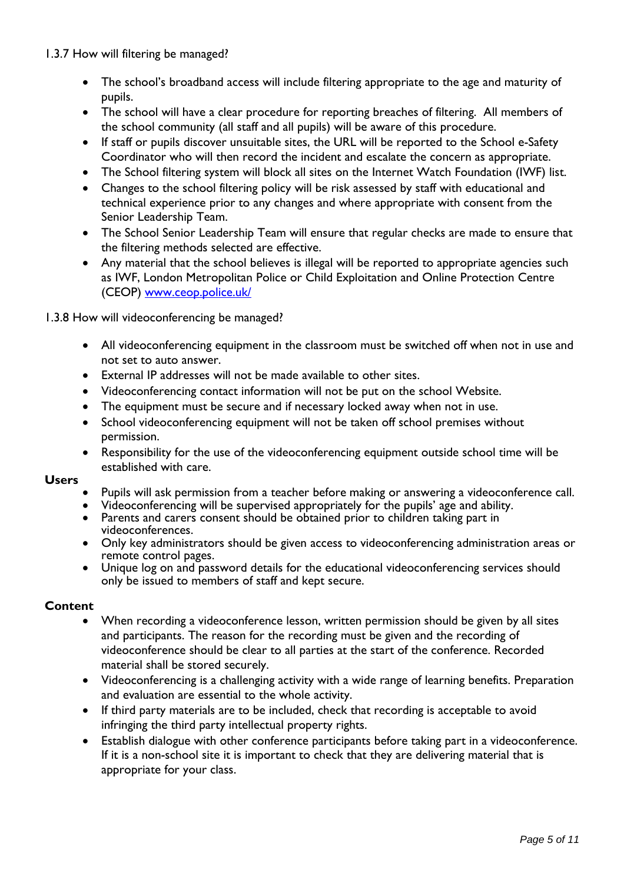1.3.7 How will filtering be managed?

- The school's broadband access will include filtering appropriate to the age and maturity of pupils.
- The school will have a clear procedure for reporting breaches of filtering. All members of the school community (all staff and all pupils) will be aware of this procedure.
- If staff or pupils discover unsuitable sites, the URL will be reported to the School e-Safety Coordinator who will then record the incident and escalate the concern as appropriate.
- The School filtering system will block all sites on the Internet Watch Foundation (IWF) list.
- Changes to the school filtering policy will be risk assessed by staff with educational and technical experience prior to any changes and where appropriate with consent from the Senior Leadership Team.
- The School Senior Leadership Team will ensure that regular checks are made to ensure that the filtering methods selected are effective.
- Any material that the school believes is illegal will be reported to appropriate agencies such as IWF, London Metropolitan Police or Child Exploitation and Online Protection Centre (CEOP) [www.ceop.police.uk/](http://www.ceop.police.uk/)

1.3.8 How will videoconferencing be managed?

- All videoconferencing equipment in the classroom must be switched off when not in use and not set to auto answer.
- External IP addresses will not be made available to other sites.
- Videoconferencing contact information will not be put on the school Website.
- The equipment must be secure and if necessary locked away when not in use.
- School videoconferencing equipment will not be taken off school premises without permission.
- Responsibility for the use of the videoconferencing equipment outside school time will be established with care.

**Users**

- Pupils will ask permission from a teacher before making or answering a videoconference call.
- Videoconferencing will be supervised appropriately for the pupils' age and ability.
- Parents and carers consent should be obtained prior to children taking part in videoconferences.
- Only key administrators should be given access to videoconferencing administration areas or remote control pages.
- Unique log on and password details for the educational videoconferencing services should only be issued to members of staff and kept secure.

**Content**

- When recording a videoconference lesson, written permission should be given by all sites and participants. The reason for the recording must be given and the recording of videoconference should be clear to all parties at the start of the conference. Recorded material shall be stored securely.
- Videoconferencing is a challenging activity with a wide range of learning benefits. Preparation and evaluation are essential to the whole activity.
- If third party materials are to be included, check that recording is acceptable to avoid infringing the third party intellectual property rights.
- Establish dialogue with other conference participants before taking part in a videoconference. If it is a non-school site it is important to check that they are delivering material that is appropriate for your class.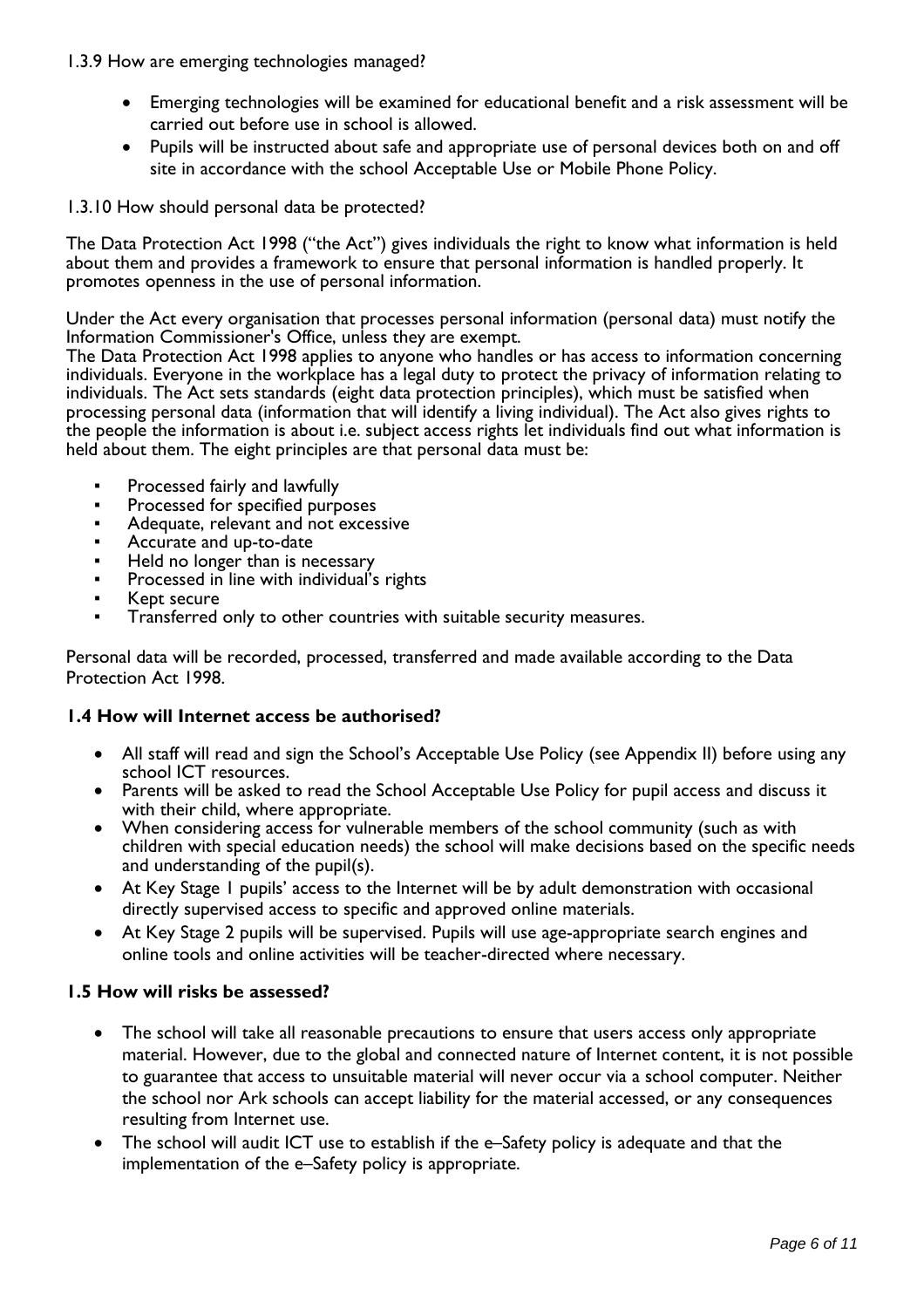1.3.9 How are emerging technologies managed?

- Emerging technologies will be examined for educational benefit and a risk assessment will be carried out before use in school is allowed.
- Pupils will be instructed about safe and appropriate use of personal devices both on and off site in accordance with the school Acceptable Use or Mobile Phone Policy.

1.3.10 How should personal data be protected?

The Data Protection Act 1998 ("the Act") gives individuals the right to know what information is held about them and provides a framework to ensure that personal information is handled properly. It promotes openness in the use of personal information.

Under the Act every organisation that processes personal information (personal data) must notify the Information Commissioner's Office, unless they are exempt.
The Data Protection Act 1998 applies to anyone who handles or has access to information concerning individuals. Everyone in the workplace has a legal duty to protect the privacy of information relating to individuals. The Act sets standards (eight data protection principles), which must be satisfied when processing personal data (information that will identify a living individual). The Act also gives rights to the people the information is about i.e. subject access rights let individuals find out what information is held about them. The eight principles are that personal data must be:

- Processed fairly and lawfully
- Processed for specified purposes
- Adequate, relevant and not excessive
- Accurate and up-to-date
- Held no longer than is necessary
- Processed in line with individual's rights
- Kept secure
- Transferred only to other countries with suitable security measures.

Personal data will be recorded, processed, transferred and made available according to the Data Protection Act 1998.

### 1.4 How will Internet access be authorised?

- All staff will read and sign the School's Acceptable Use Policy (see Appendix II) before using any school ICT resources.
- Parents will be asked to read the School Acceptable Use Policy for pupil access and discuss it with their child, where appropriate.
- When considering access for vulnerable members of the school community (such as with children with special education needs) the school will make decisions based on the specific needs and understanding of the pupil(s).
- At Key Stage 1 pupils' access to the Internet will be by adult demonstration with occasional directly supervised access to specific and approved online materials.
- At Key Stage 2 pupils will be supervised. Pupils will use age-appropriate search engines and online tools and online activities will be teacher-directed where necessary.

### 1.5 How will risks be assessed?

- The school will take all reasonable precautions to ensure that users access only appropriate material. However, due to the global and connected nature of Internet content, it is not possible to guarantee that access to unsuitable material will never occur via a school computer. Neither the school nor Ark schools can accept liability for the material accessed, or any consequences resulting from Internet use.
- The school will audit ICT use to establish if the e–Safety policy is adequate and that the implementation of the e–Safety policy is appropriate.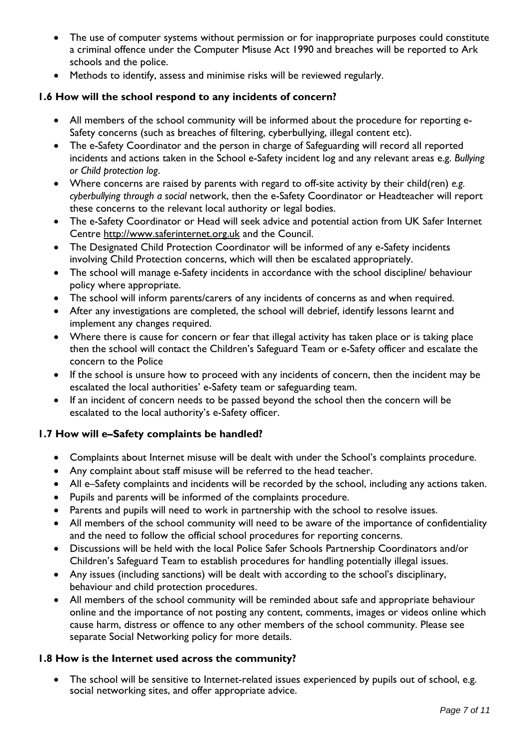- The use of computer systems without permission or for inappropriate purposes could constitute a criminal offence under the Computer Misuse Act 1990 and breaches will be reported to Ark schools and the police.
- Methods to identify, assess and minimise risks will be reviewed regularly.

### 1.6 How will the school respond to any incidents of concern?

- All members of the school community will be informed about the procedure for reporting e-Safety concerns (such as breaches of filtering, cyberbullying, illegal content etc).
- The e-Safety Coordinator and the person in charge of Safeguarding will record all reported incidents and actions taken in the School e-Safety incident log and any relevant areas e.g. *Bullying or Child protection log*.
- Where concerns are raised by parents with regard to off-site activity by their child(ren) *e.g. cyberbullying through a social* network, then the e-Safety Coordinator or Headteacher will report these concerns to the relevant local authority or legal bodies.
- The e-Safety Coordinator or Head will seek advice and potential action from UK Safer Internet Centre http://www.saferinternet.org.uk and the Council.
- The Designated Child Protection Coordinator will be informed of any e-Safety incidents involving Child Protection concerns, which will then be escalated appropriately.
- The school will manage e-Safety incidents in accordance with the school discipline/ behaviour policy where appropriate.
- The school will inform parents/carers of any incidents of concerns as and when required.
- After any investigations are completed, the school will debrief, identify lessons learnt and implement any changes required.
- Where there is cause for concern or fear that illegal activity has taken place or is taking place then the school will contact the Children's Safeguard Team or e-Safety officer and escalate the concern to the Police
- If the school is unsure how to proceed with any incidents of concern, then the incident may be escalated the local authorities' e-Safety team or safeguarding team.
- If an incident of concern needs to be passed beyond the school then the concern will be escalated to the local authority's e-Safety officer.

### 1.7 How will e–Safety complaints be handled?

- Complaints about Internet misuse will be dealt with under the School's complaints procedure.
- Any complaint about staff misuse will be referred to the head teacher.
- All e–Safety complaints and incidents will be recorded by the school, including any actions taken.
- Pupils and parents will be informed of the complaints procedure.
- Parents and pupils will need to work in partnership with the school to resolve issues.
- All members of the school community will need to be aware of the importance of confidentiality and the need to follow the official school procedures for reporting concerns.
- Discussions will be held with the local Police Safer Schools Partnership Coordinators and/or Children's Safeguard Team to establish procedures for handling potentially illegal issues.
- Any issues (including sanctions) will be dealt with according to the school's disciplinary, behaviour and child protection procedures.
- All members of the school community will be reminded about safe and appropriate behaviour online and the importance of not posting any content, comments, images or videos online which cause harm, distress or offence to any other members of the school community. Please see separate Social Networking policy for more details.

### 1.8 How is the Internet used across the community?

- The school will be sensitive to Internet-related issues experienced by pupils out of school, e.g. social networking sites, and offer appropriate advice.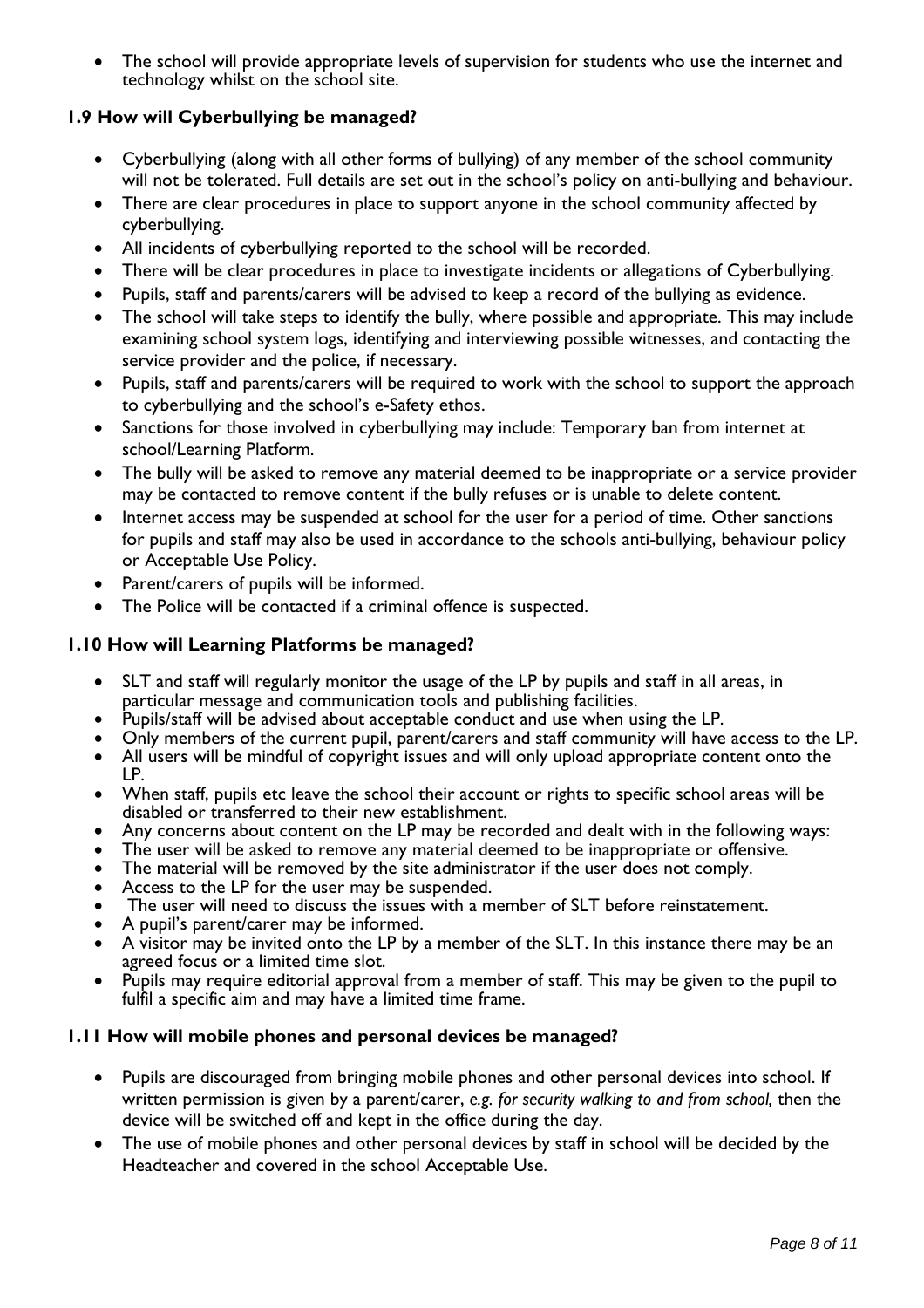- The school will provide appropriate levels of supervision for students who use the internet and technology whilst on the school site.

### 1.9 How will Cyberbullying be managed?

- Cyberbullying (along with all other forms of bullying) of any member of the school community will not be tolerated. Full details are set out in the school's policy on anti-bullying and behaviour.
- There are clear procedures in place to support anyone in the school community affected by cyberbullying.
- All incidents of cyberbullying reported to the school will be recorded.
- There will be clear procedures in place to investigate incidents or allegations of Cyberbullying.
- Pupils, staff and parents/carers will be advised to keep a record of the bullying as evidence.
- The school will take steps to identify the bully, where possible and appropriate. This may include examining school system logs, identifying and interviewing possible witnesses, and contacting the service provider and the police, if necessary.
- Pupils, staff and parents/carers will be required to work with the school to support the approach to cyberbullying and the school's e-Safety ethos.
- Sanctions for those involved in cyberbullying may include: Temporary ban from internet at school/Learning Platform.
- The bully will be asked to remove any material deemed to be inappropriate or a service provider may be contacted to remove content if the bully refuses or is unable to delete content.
- Internet access may be suspended at school for the user for a period of time. Other sanctions for pupils and staff may also be used in accordance to the schools anti-bullying, behaviour policy or Acceptable Use Policy.
- Parent/carers of pupils will be informed.
- The Police will be contacted if a criminal offence is suspected.

### 1.10 How will Learning Platforms be managed?

- SLT and staff will regularly monitor the usage of the LP by pupils and staff in all areas, in particular message and communication tools and publishing facilities.
- Pupils/staff will be advised about acceptable conduct and use when using the LP.
- Only members of the current pupil, parent/carers and staff community will have access to the LP.
- All users will be mindful of copyright issues and will only upload appropriate content onto the LP.
- When staff, pupils etc leave the school their account or rights to specific school areas will be disabled or transferred to their new establishment.
- Any concerns about content on the LP may be recorded and dealt with in the following ways:
- The user will be asked to remove any material deemed to be inappropriate or offensive.
- The material will be removed by the site administrator if the user does not comply.
- Access to the LP for the user may be suspended.
- The user will need to discuss the issues with a member of SLT before reinstatement.
- A pupil's parent/carer may be informed.
- A visitor may be invited onto the LP by a member of the SLT. In this instance there may be an agreed focus or a limited time slot.
- Pupils may require editorial approval from a member of staff. This may be given to the pupil to fulfil a specific aim and may have a limited time frame.

### 1.11 How will mobile phones and personal devices be managed?

- Pupils are discouraged from bringing mobile phones and other personal devices into school. If written permission is given by a parent/carer, *e.g. for security walking to and from school,* then the device will be switched off and kept in the office during the day.
- The use of mobile phones and other personal devices by staff in school will be decided by the Headteacher and covered in the school Acceptable Use.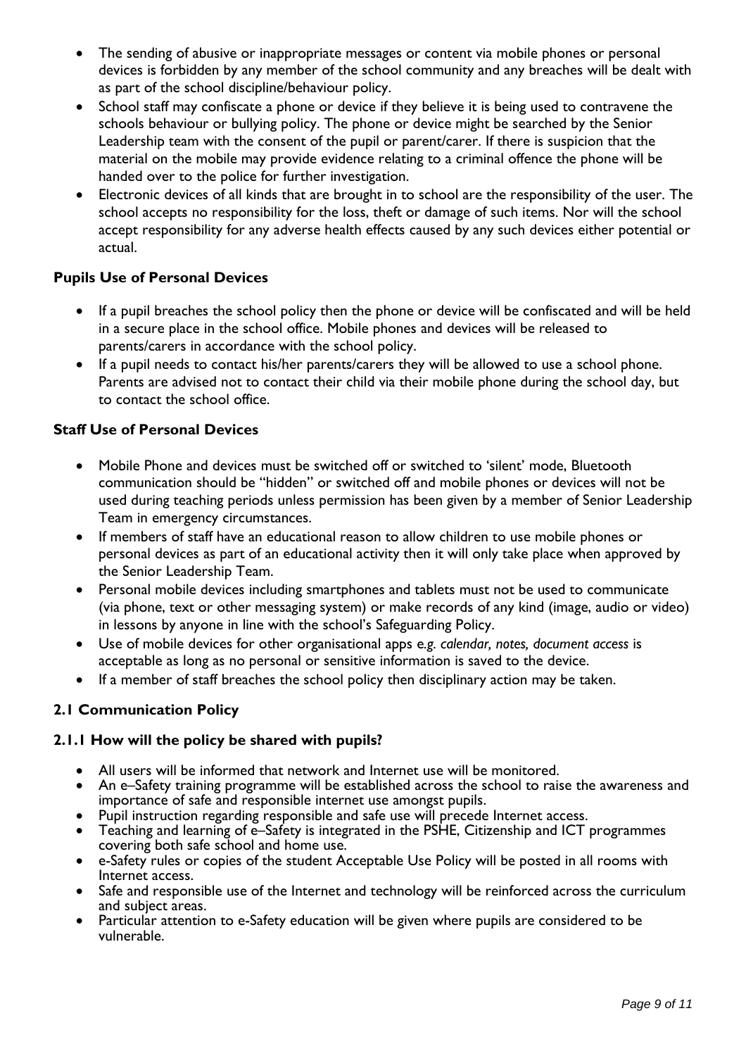- The sending of abusive or inappropriate messages or content via mobile phones or personal devices is forbidden by any member of the school community and any breaches will be dealt with as part of the school discipline/behaviour policy.
- School staff may confiscate a phone or device if they believe it is being used to contravene the schools behaviour or bullying policy. The phone or device might be searched by the Senior Leadership team with the consent of the pupil or parent/carer. If there is suspicion that the material on the mobile may provide evidence relating to a criminal offence the phone will be handed over to the police for further investigation.
- Electronic devices of all kinds that are brought in to school are the responsibility of the user. The school accepts no responsibility for the loss, theft or damage of such items. Nor will the school accept responsibility for any adverse health effects caused by any such devices either potential or actual.

**Pupils Use of Personal Devices**

- If a pupil breaches the school policy then the phone or device will be confiscated and will be held in a secure place in the school office. Mobile phones and devices will be released to parents/carers in accordance with the school policy.
- If a pupil needs to contact his/her parents/carers they will be allowed to use a school phone. Parents are advised not to contact their child via their mobile phone during the school day, but to contact the school office.

**Staff Use of Personal Devices**

- Mobile Phone and devices must be switched off or switched to 'silent' mode, Bluetooth communication should be "hidden" or switched off and mobile phones or devices will not be used during teaching periods unless permission has been given by a member of Senior Leadership Team in emergency circumstances.
- If members of staff have an educational reason to allow children to use mobile phones or personal devices as part of an educational activity then it will only take place when approved by the Senior Leadership Team.
- Personal mobile devices including smartphones and tablets must not be used to communicate (via phone, text or other messaging system) or make records of any kind (image, audio or video) in lessons by anyone in line with the school's Safeguarding Policy.
- Use of mobile devices for other organisational apps e.*g. calendar, notes, document access* is acceptable as long as no personal or sensitive information is saved to the device.
- If a member of staff breaches the school policy then disciplinary action may be taken.

### 2.1 Communication Policy

#### 2.1.1 How will the policy be shared with pupils?

- All users will be informed that network and Internet use will be monitored.
- An e–Safety training programme will be established across the school to raise the awareness and importance of safe and responsible internet use amongst pupils.
- Pupil instruction regarding responsible and safe use will precede Internet access.
- Teaching and learning of e–Safety is integrated in the PSHE, Citizenship and ICT programmes covering both safe school and home use.
- e-Safety rules or copies of the student Acceptable Use Policy will be posted in all rooms with Internet access.
- Safe and responsible use of the Internet and technology will be reinforced across the curriculum and subject areas.
- Particular attention to e-Safety education will be given where pupils are considered to be vulnerable.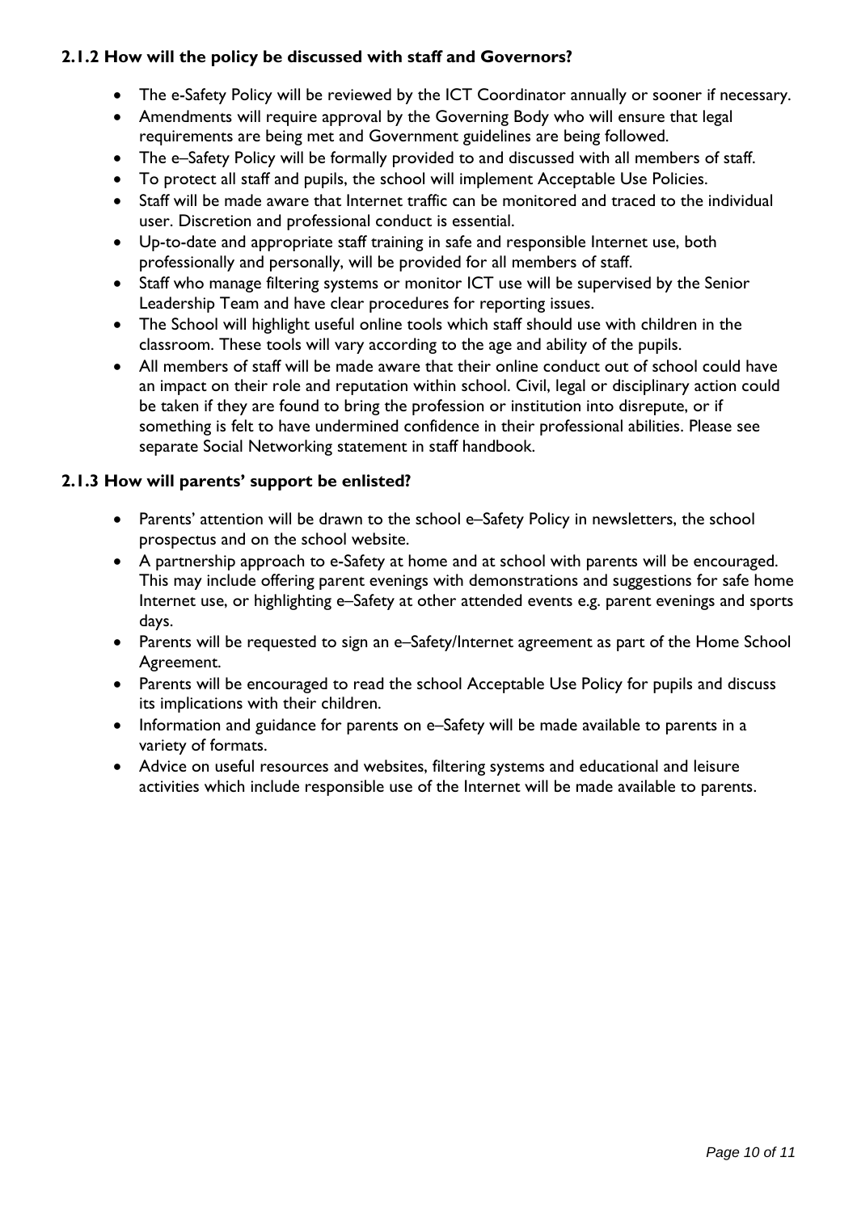### 2.1.2 How will the policy be discussed with staff and Governors?

- The e-Safety Policy will be reviewed by the ICT Coordinator annually or sooner if necessary.
- Amendments will require approval by the Governing Body who will ensure that legal requirements are being met and Government guidelines are being followed.
- The e–Safety Policy will be formally provided to and discussed with all members of staff.
- To protect all staff and pupils, the school will implement Acceptable Use Policies.
- Staff will be made aware that Internet traffic can be monitored and traced to the individual user. Discretion and professional conduct is essential.
- Up-to-date and appropriate staff training in safe and responsible Internet use, both professionally and personally, will be provided for all members of staff.
- Staff who manage filtering systems or monitor ICT use will be supervised by the Senior Leadership Team and have clear procedures for reporting issues.
- The School will highlight useful online tools which staff should use with children in the classroom. These tools will vary according to the age and ability of the pupils.
- All members of staff will be made aware that their online conduct out of school could have an impact on their role and reputation within school. Civil, legal or disciplinary action could be taken if they are found to bring the profession or institution into disrepute, or if something is felt to have undermined confidence in their professional abilities. Please see separate Social Networking statement in staff handbook.

### 2.1.3 How will parents' support be enlisted?

- Parents' attention will be drawn to the school e–Safety Policy in newsletters, the school prospectus and on the school website.
- A partnership approach to e-Safety at home and at school with parents will be encouraged. This may include offering parent evenings with demonstrations and suggestions for safe home Internet use, or highlighting e–Safety at other attended events e.g. parent evenings and sports days.
- Parents will be requested to sign an e–Safety/Internet agreement as part of the Home School Agreement.
- Parents will be encouraged to read the school Acceptable Use Policy for pupils and discuss its implications with their children.
- Information and guidance for parents on e–Safety will be made available to parents in a variety of formats.
- Advice on useful resources and websites, filtering systems and educational and leisure activities which include responsible use of the Internet will be made available to parents.